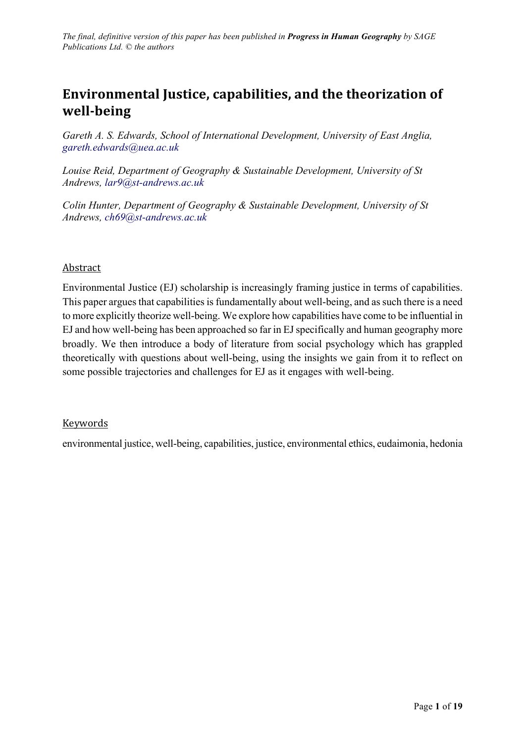*The final, definitive version of this paper has been published in* ***Progress in Human Geography*** *by SAGE Publications Ltd. © the authors*

# Environmental Justice, capabilities, and the theorization of well-being

*Gareth A. S. Edwards, School of International Development, University of East Anglia, gareth.edwards@uea.ac.uk*

*Louise Reid, Department of Geography & Sustainable Development, University of St Andrews, lar9@st-andrews.ac.uk*

*Colin Hunter, Department of Geography & Sustainable Development, University of St Andrews, ch69@st-andrews.ac.uk*

## Abstract

Environmental Justice (EJ) scholarship is increasingly framing justice in terms of capabilities. This paper argues that capabilities is fundamentally about well-being, and as such there is a need to more explicitly theorize well-being. We explore how capabilities have come to be influential in EJ and how well-being has been approached so far in EJ specifically and human geography more broadly. We then introduce a body of literature from social psychology which has grappled theoretically with questions about well-being, using the insights we gain from it to reflect on some possible trajectories and challenges for EJ as it engages with well-being.

## Keywords

environmental justice, well-being, capabilities, justice, environmental ethics, eudaimonia, hedonia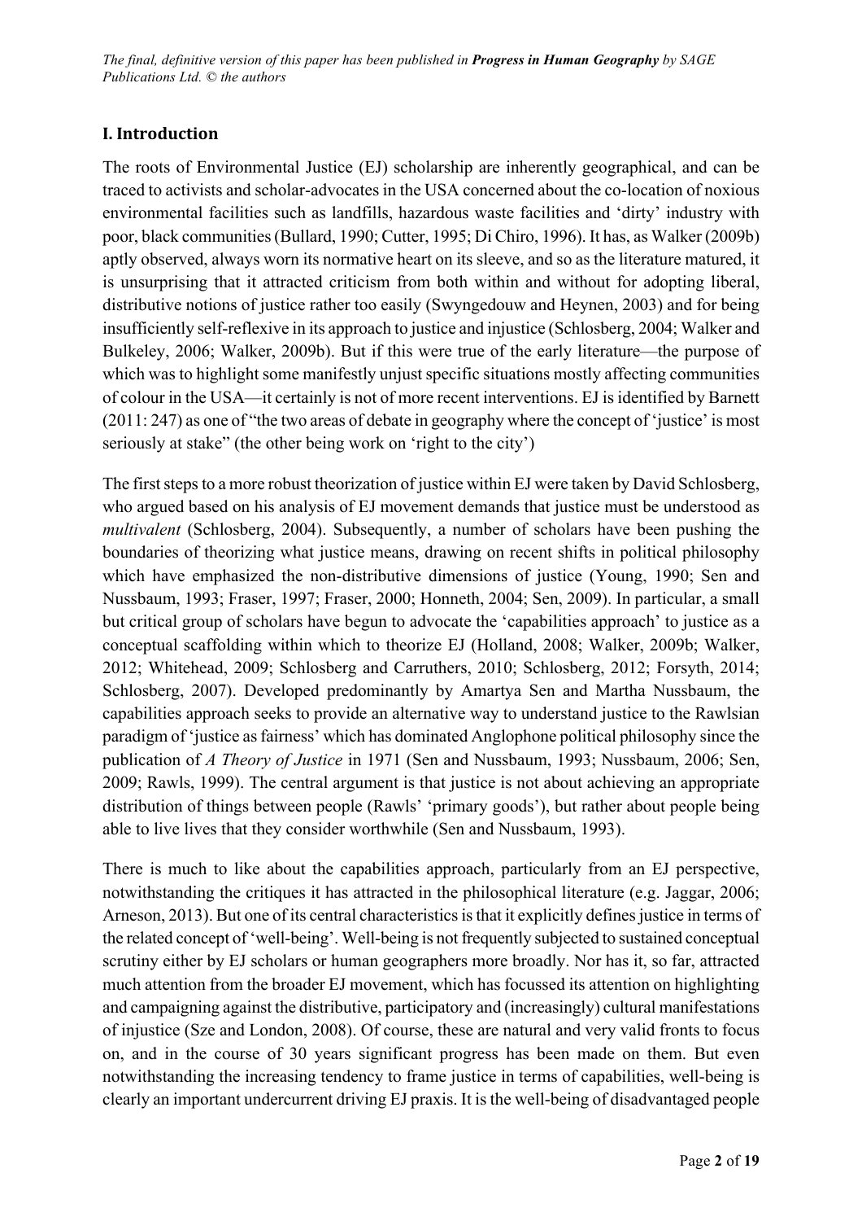## I. Introduction

The roots of Environmental Justice (EJ) scholarship are inherently geographical, and can be traced to activists and scholar-advocates in the USA concerned about the co-location of noxious environmental facilities such as landfills, hazardous waste facilities and 'dirty' industry with poor, black communities (Bullard, 1990; Cutter, 1995; Di Chiro, 1996). It has, as Walker (2009b) aptly observed, always worn its normative heart on its sleeve, and so as the literature matured, it is unsurprising that it attracted criticism from both within and without for adopting liberal, distributive notions of justice rather too easily (Swyngedouw and Heynen, 2003) and for being insufficiently self-reflexive in its approach to justice and injustice (Schlosberg, 2004; Walker and Bulkeley, 2006; Walker, 2009b). But if this were true of the early literature—the purpose of which was to highlight some manifestly unjust specific situations mostly affecting communities of colour in the USA—it certainly is not of more recent interventions. EJ is identified by Barnett (2011: 247) as one of "the two areas of debate in geography where the concept of 'justice' is most seriously at stake" (the other being work on 'right to the city')

The first steps to a more robust theorization of justice within EJ were taken by David Schlosberg, who argued based on his analysis of EJ movement demands that justice must be understood as *multivalent* (Schlosberg, 2004). Subsequently, a number of scholars have been pushing the boundaries of theorizing what justice means, drawing on recent shifts in political philosophy which have emphasized the non-distributive dimensions of justice (Young, 1990; Sen and Nussbaum, 1993; Fraser, 1997; Fraser, 2000; Honneth, 2004; Sen, 2009). In particular, a small but critical group of scholars have begun to advocate the 'capabilities approach' to justice as a conceptual scaffolding within which to theorize EJ (Holland, 2008; Walker, 2009b; Walker, 2012; Whitehead, 2009; Schlosberg and Carruthers, 2010; Schlosberg, 2012; Forsyth, 2014; Schlosberg, 2007). Developed predominantly by Amartya Sen and Martha Nussbaum, the capabilities approach seeks to provide an alternative way to understand justice to the Rawlsian paradigm of 'justice as fairness' which has dominated Anglophone political philosophy since the publication of *A Theory of Justice* in 1971 (Sen and Nussbaum, 1993; Nussbaum, 2006; Sen, 2009; Rawls, 1999). The central argument is that justice is not about achieving an appropriate distribution of things between people (Rawls' 'primary goods'), but rather about people being able to live lives that they consider worthwhile (Sen and Nussbaum, 1993).

There is much to like about the capabilities approach, particularly from an EJ perspective, notwithstanding the critiques it has attracted in the philosophical literature (e.g. Jaggar, 2006; Arneson, 2013). But one of its central characteristics is that it explicitly defines justice in terms of the related concept of 'well-being'. Well-being is not frequently subjected to sustained conceptual scrutiny either by EJ scholars or human geographers more broadly. Nor has it, so far, attracted much attention from the broader EJ movement, which has focussed its attention on highlighting and campaigning against the distributive, participatory and (increasingly) cultural manifestations of injustice (Sze and London, 2008). Of course, these are natural and very valid fronts to focus on, and in the course of 30 years significant progress has been made on them. But even notwithstanding the increasing tendency to frame justice in terms of capabilities, well-being is clearly an important undercurrent driving EJ praxis. It is the well-being of disadvantaged people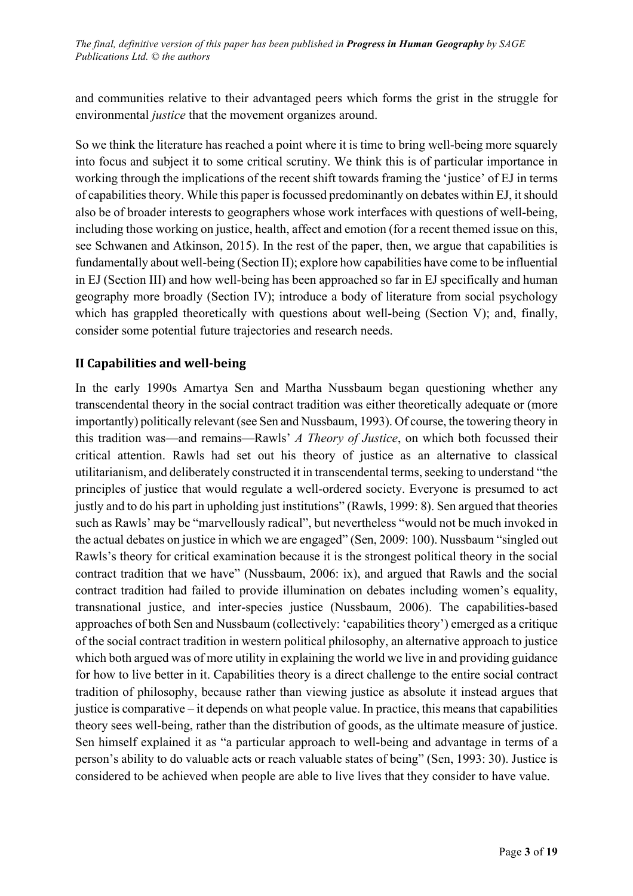and communities relative to their advantaged peers which forms the grist in the struggle for environmental *justice* that the movement organizes around.

So we think the literature has reached a point where it is time to bring well-being more squarely into focus and subject it to some critical scrutiny. We think this is of particular importance in working through the implications of the recent shift towards framing the 'justice' of EJ in terms of capabilities theory. While this paper is focussed predominantly on debates within EJ, it should also be of broader interests to geographers whose work interfaces with questions of well-being, including those working on justice, health, affect and emotion (for a recent themed issue on this, see Schwanen and Atkinson, 2015). In the rest of the paper, then, we argue that capabilities is fundamentally about well-being (Section II); explore how capabilities have come to be influential in EJ (Section III) and how well-being has been approached so far in EJ specifically and human geography more broadly (Section IV); introduce a body of literature from social psychology which has grappled theoretically with questions about well-being (Section V); and, finally, consider some potential future trajectories and research needs.

## II Capabilities and well-being

In the early 1990s Amartya Sen and Martha Nussbaum began questioning whether any transcendental theory in the social contract tradition was either theoretically adequate or (more importantly) politically relevant (see Sen and Nussbaum, 1993). Of course, the towering theory in this tradition was—and remains—Rawls' *A Theory of Justice*, on which both focussed their critical attention. Rawls had set out his theory of justice as an alternative to classical utilitarianism, and deliberately constructed it in transcendental terms, seeking to understand "the principles of justice that would regulate a well-ordered society. Everyone is presumed to act justly and to do his part in upholding just institutions" (Rawls, 1999: 8). Sen argued that theories such as Rawls' may be "marvellously radical", but nevertheless "would not be much invoked in the actual debates on justice in which we are engaged" (Sen, 2009: 100). Nussbaum "singled out Rawls's theory for critical examination because it is the strongest political theory in the social contract tradition that we have" (Nussbaum, 2006: ix), and argued that Rawls and the social contract tradition had failed to provide illumination on debates including women's equality, transnational justice, and inter-species justice (Nussbaum, 2006). The capabilities-based approaches of both Sen and Nussbaum (collectively: 'capabilities theory') emerged as a critique of the social contract tradition in western political philosophy, an alternative approach to justice which both argued was of more utility in explaining the world we live in and providing guidance for how to live better in it. Capabilities theory is a direct challenge to the entire social contract tradition of philosophy, because rather than viewing justice as absolute it instead argues that justice is comparative – it depends on what people value. In practice, this means that capabilities theory sees well-being, rather than the distribution of goods, as the ultimate measure of justice. Sen himself explained it as "a particular approach to well-being and advantage in terms of a person's ability to do valuable acts or reach valuable states of being" (Sen, 1993: 30). Justice is considered to be achieved when people are able to live lives that they consider to have value.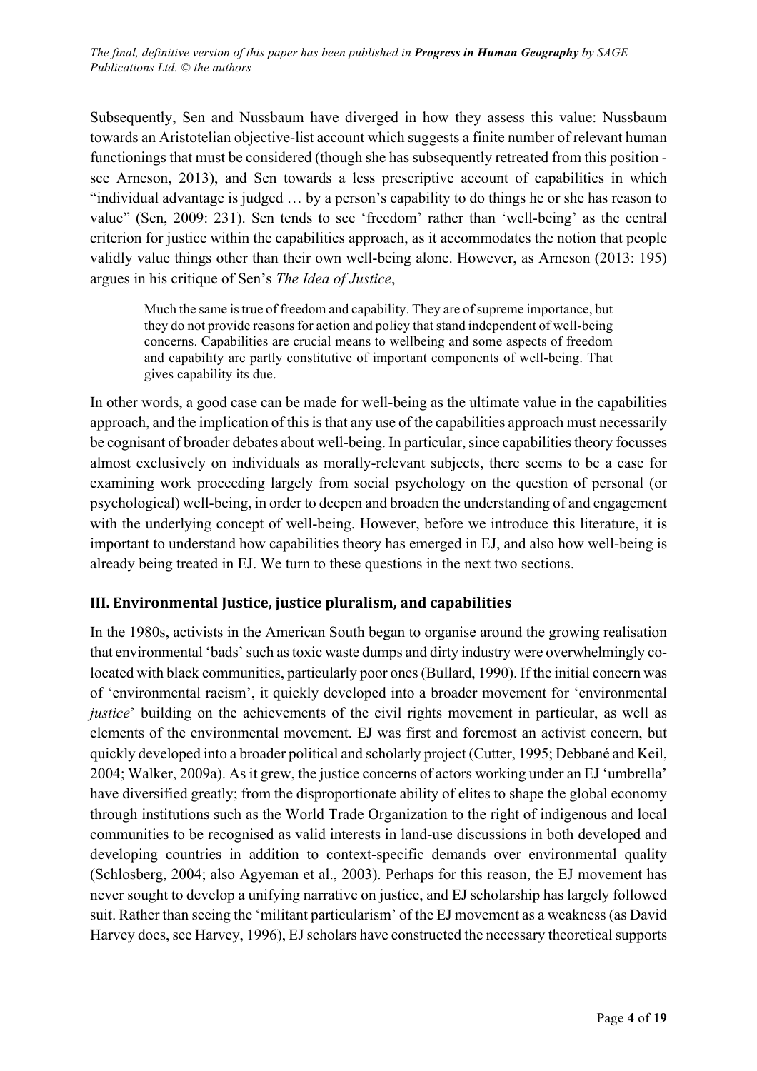Subsequently, Sen and Nussbaum have diverged in how they assess this value: Nussbaum towards an Aristotelian objective-list account which suggests a finite number of relevant human functionings that must be considered (though she has subsequently retreated from this position - see Arneson, 2013), and Sen towards a less prescriptive account of capabilities in which "individual advantage is judged … by a person's capability to do things he or she has reason to value" (Sen, 2009: 231). Sen tends to see 'freedom' rather than 'well-being' as the central criterion for justice within the capabilities approach, as it accommodates the notion that people validly value things other than their own well-being alone. However, as Arneson (2013: 195) argues in his critique of Sen's *The Idea of Justice*,

> Much the same is true of freedom and capability. They are of supreme importance, but they do not provide reasons for action and policy that stand independent of well-being concerns. Capabilities are crucial means to wellbeing and some aspects of freedom and capability are partly constitutive of important components of well-being. That gives capability its due.

In other words, a good case can be made for well-being as the ultimate value in the capabilities approach, and the implication of this is that any use of the capabilities approach must necessarily be cognisant of broader debates about well-being. In particular, since capabilities theory focusses almost exclusively on individuals as morally-relevant subjects, there seems to be a case for examining work proceeding largely from social psychology on the question of personal (or psychological) well-being, in order to deepen and broaden the understanding of and engagement with the underlying concept of well-being. However, before we introduce this literature, it is important to understand how capabilities theory has emerged in EJ, and also how well-being is already being treated in EJ. We turn to these questions in the next two sections.

## III. Environmental Justice, justice pluralism, and capabilities

In the 1980s, activists in the American South began to organise around the growing realisation that environmental 'bads' such as toxic waste dumps and dirty industry were overwhelmingly co-located with black communities, particularly poor ones (Bullard, 1990). If the initial concern was of 'environmental racism', it quickly developed into a broader movement for 'environmental *justice*' building on the achievements of the civil rights movement in particular, as well as elements of the environmental movement. EJ was first and foremost an activist concern, but quickly developed into a broader political and scholarly project (Cutter, 1995; Debbané and Keil, 2004; Walker, 2009a). As it grew, the justice concerns of actors working under an EJ 'umbrella' have diversified greatly; from the disproportionate ability of elites to shape the global economy through institutions such as the World Trade Organization to the right of indigenous and local communities to be recognised as valid interests in land-use discussions in both developed and developing countries in addition to context-specific demands over environmental quality (Schlosberg, 2004; also Agyeman et al., 2003). Perhaps for this reason, the EJ movement has never sought to develop a unifying narrative on justice, and EJ scholarship has largely followed suit. Rather than seeing the 'militant particularism' of the EJ movement as a weakness (as David Harvey does, see Harvey, 1996), EJ scholars have constructed the necessary theoretical supports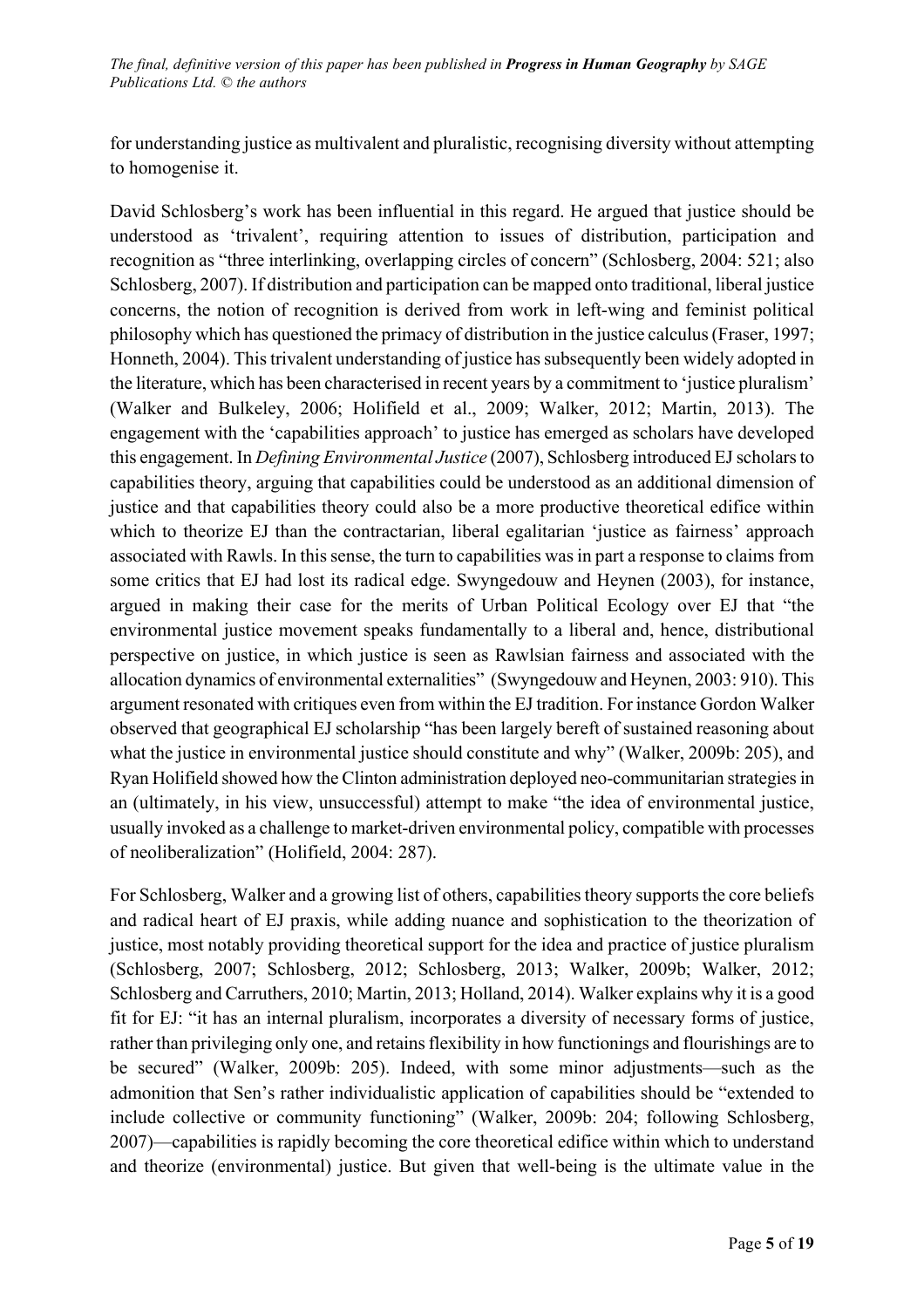for understanding justice as multivalent and pluralistic, recognising diversity without attempting to homogenise it.

David Schlosberg's work has been influential in this regard. He argued that justice should be understood as 'trivalent', requiring attention to issues of distribution, participation and recognition as "three interlinking, overlapping circles of concern" (Schlosberg, 2004: 521; also Schlosberg, 2007). If distribution and participation can be mapped onto traditional, liberal justice concerns, the notion of recognition is derived from work in left-wing and feminist political philosophy which has questioned the primacy of distribution in the justice calculus (Fraser, 1997; Honneth, 2004). This trivalent understanding of justice has subsequently been widely adopted in the literature, which has been characterised in recent years by a commitment to 'justice pluralism' (Walker and Bulkeley, 2006; Holifield et al., 2009; Walker, 2012; Martin, 2013). The engagement with the 'capabilities approach' to justice has emerged as scholars have developed this engagement. In *Defining Environmental Justice* (2007), Schlosberg introduced EJ scholars to capabilities theory, arguing that capabilities could be understood as an additional dimension of justice and that capabilities theory could also be a more productive theoretical edifice within which to theorize EJ than the contractarian, liberal egalitarian 'justice as fairness' approach associated with Rawls. In this sense, the turn to capabilities was in part a response to claims from some critics that EJ had lost its radical edge. Swyngedouw and Heynen (2003), for instance, argued in making their case for the merits of Urban Political Ecology over EJ that "the environmental justice movement speaks fundamentally to a liberal and, hence, distributional perspective on justice, in which justice is seen as Rawlsian fairness and associated with the allocation dynamics of environmental externalities" (Swyngedouw and Heynen, 2003: 910). This argument resonated with critiques even from within the EJ tradition. For instance Gordon Walker observed that geographical EJ scholarship "has been largely bereft of sustained reasoning about what the justice in environmental justice should constitute and why" (Walker, 2009b: 205), and Ryan Holifield showed how the Clinton administration deployed neo-communitarian strategies in an (ultimately, in his view, unsuccessful) attempt to make "the idea of environmental justice, usually invoked as a challenge to market-driven environmental policy, compatible with processes of neoliberalization" (Holifield, 2004: 287).

For Schlosberg, Walker and a growing list of others, capabilities theory supports the core beliefs and radical heart of EJ praxis, while adding nuance and sophistication to the theorization of justice, most notably providing theoretical support for the idea and practice of justice pluralism (Schlosberg, 2007; Schlosberg, 2012; Schlosberg, 2013; Walker, 2009b; Walker, 2012; Schlosberg and Carruthers, 2010; Martin, 2013; Holland, 2014). Walker explains why it is a good fit for EJ: "it has an internal pluralism, incorporates a diversity of necessary forms of justice, rather than privileging only one, and retains flexibility in how functionings and flourishings are to be secured" (Walker, 2009b: 205). Indeed, with some minor adjustments—such as the admonition that Sen's rather individualistic application of capabilities should be "extended to include collective or community functioning" (Walker, 2009b: 204; following Schlosberg, 2007)—capabilities is rapidly becoming the core theoretical edifice within which to understand and theorize (environmental) justice. But given that well-being is the ultimate value in the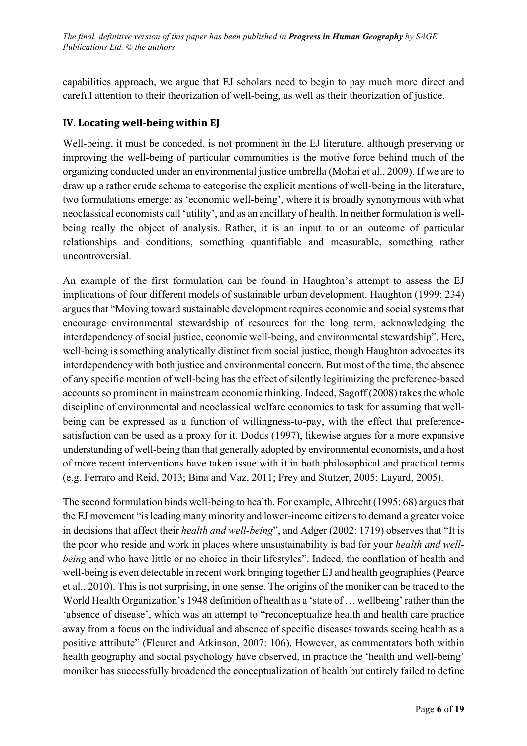capabilities approach, we argue that EJ scholars need to begin to pay much more direct and careful attention to their theorization of well-being, as well as their theorization of justice.

## IV. Locating well-being within EJ

Well-being, it must be conceded, is not prominent in the EJ literature, although preserving or improving the well-being of particular communities is the motive force behind much of the organizing conducted under an environmental justice umbrella (Mohai et al., 2009). If we are to draw up a rather crude schema to categorise the explicit mentions of well-being in the literature, two formulations emerge: as 'economic well-being', where it is broadly synonymous with what neoclassical economists call 'utility', and as an ancillary of health. In neither formulation is well-being really the object of analysis. Rather, it is an input to or an outcome of particular relationships and conditions, something quantifiable and measurable, something rather uncontroversial.

An example of the first formulation can be found in Haughton's attempt to assess the EJ implications of four different models of sustainable urban development. Haughton (1999: 234) argues that "Moving toward sustainable development requires economic and social systems that encourage environmental stewardship of resources for the long term, acknowledging the interdependency of social justice, economic well-being, and environmental stewardship". Here, well-being is something analytically distinct from social justice, though Haughton advocates its interdependency with both justice and environmental concern. But most of the time, the absence of any specific mention of well-being has the effect of silently legitimizing the preference-based accounts so prominent in mainstream economic thinking. Indeed, Sagoff (2008) takes the whole discipline of environmental and neoclassical welfare economics to task for assuming that well-being can be expressed as a function of willingness-to-pay, with the effect that preference-satisfaction can be used as a proxy for it. Dodds (1997), likewise argues for a more expansive understanding of well-being than that generally adopted by environmental economists, and a host of more recent interventions have taken issue with it in both philosophical and practical terms (e.g. Ferraro and Reid, 2013; Bina and Vaz, 2011; Frey and Stutzer, 2005; Layard, 2005).

The second formulation binds well-being to health. For example, Albrecht (1995: 68) argues that the EJ movement "is leading many minority and lower-income citizens to demand a greater voice in decisions that affect their *health and well-being*", and Adger (2002: 1719) observes that "It is the poor who reside and work in places where unsustainability is bad for your *health and well-being* and who have little or no choice in their lifestyles". Indeed, the conflation of health and well-being is even detectable in recent work bringing together EJ and health geographies (Pearce et al., 2010). This is not surprising, in one sense. The origins of the moniker can be traced to the World Health Organization's 1948 definition of health as a 'state of … wellbeing' rather than the 'absence of disease', which was an attempt to "reconceptualize health and health care practice away from a focus on the individual and absence of specific diseases towards seeing health as a positive attribute" (Fleuret and Atkinson, 2007: 106). However, as commentators both within health geography and social psychology have observed, in practice the 'health and well-being' moniker has successfully broadened the conceptualization of health but entirely failed to define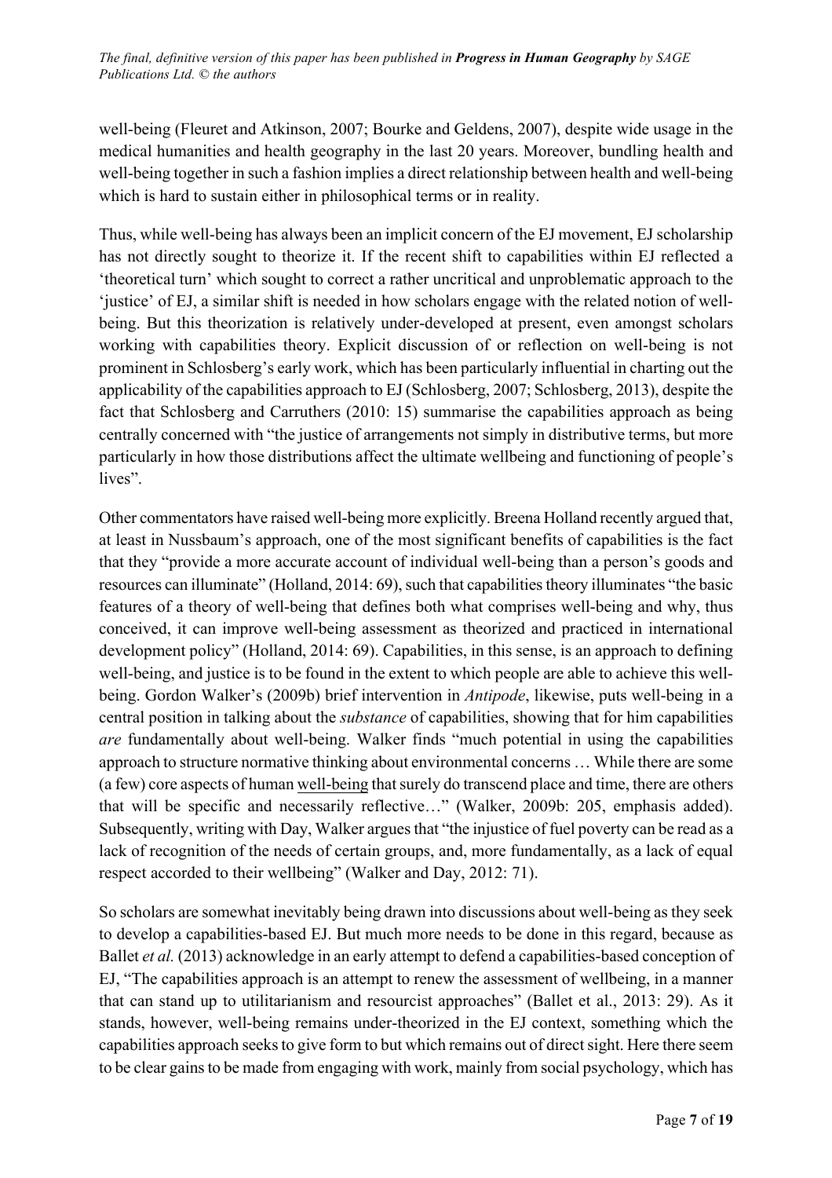well-being (Fleuret and Atkinson, 2007; Bourke and Geldens, 2007), despite wide usage in the medical humanities and health geography in the last 20 years. Moreover, bundling health and well-being together in such a fashion implies a direct relationship between health and well-being which is hard to sustain either in philosophical terms or in reality.

Thus, while well-being has always been an implicit concern of the EJ movement, EJ scholarship has not directly sought to theorize it. If the recent shift to capabilities within EJ reflected a 'theoretical turn' which sought to correct a rather uncritical and unproblematic approach to the 'justice' of EJ, a similar shift is needed in how scholars engage with the related notion of well-being. But this theorization is relatively under-developed at present, even amongst scholars working with capabilities theory. Explicit discussion of or reflection on well-being is not prominent in Schlosberg's early work, which has been particularly influential in charting out the applicability of the capabilities approach to EJ (Schlosberg, 2007; Schlosberg, 2013), despite the fact that Schlosberg and Carruthers (2010: 15) summarise the capabilities approach as being centrally concerned with "the justice of arrangements not simply in distributive terms, but more particularly in how those distributions affect the ultimate wellbeing and functioning of people's lives".

Other commentators have raised well-being more explicitly. Breena Holland recently argued that, at least in Nussbaum's approach, one of the most significant benefits of capabilities is the fact that they "provide a more accurate account of individual well-being than a person's goods and resources can illuminate" (Holland, 2014: 69), such that capabilities theory illuminates "the basic features of a theory of well-being that defines both what comprises well-being and why, thus conceived, it can improve well-being assessment as theorized and practiced in international development policy" (Holland, 2014: 69). Capabilities, in this sense, is an approach to defining well-being, and justice is to be found in the extent to which people are able to achieve this well-being. Gordon Walker's (2009b) brief intervention in *Antipode*, likewise, puts well-being in a central position in talking about the *substance* of capabilities, showing that for him capabilities *are* fundamentally about well-being. Walker finds "much potential in using the capabilities approach to structure normative thinking about environmental concerns … While there are some (a few) core aspects of human <u>well-being</u> that surely do transcend place and time, there are others that will be specific and necessarily reflective…" (Walker, 2009b: 205, emphasis added). Subsequently, writing with Day, Walker argues that "the injustice of fuel poverty can be read as a lack of recognition of the needs of certain groups, and, more fundamentally, as a lack of equal respect accorded to their wellbeing" (Walker and Day, 2012: 71).

So scholars are somewhat inevitably being drawn into discussions about well-being as they seek to develop a capabilities-based EJ. But much more needs to be done in this regard, because as Ballet *et al.* (2013) acknowledge in an early attempt to defend a capabilities-based conception of EJ, "The capabilities approach is an attempt to renew the assessment of wellbeing, in a manner that can stand up to utilitarianism and resourcist approaches" (Ballet et al., 2013: 29). As it stands, however, well-being remains under-theorized in the EJ context, something which the capabilities approach seeks to give form to but which remains out of direct sight. Here there seem to be clear gains to be made from engaging with work, mainly from social psychology, which has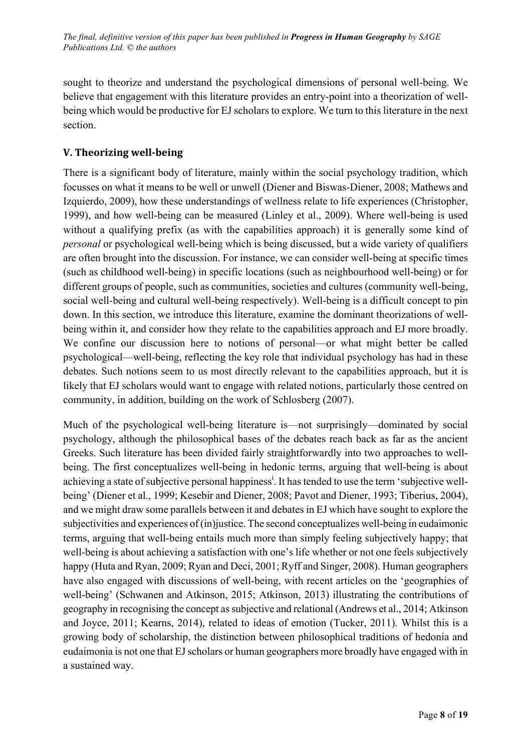sought to theorize and understand the psychological dimensions of personal well-being. We believe that engagement with this literature provides an entry-point into a theorization of well-being which would be productive for EJ scholars to explore. We turn to this literature in the next section.

## V. Theorizing well-being

There is a significant body of literature, mainly within the social psychology tradition, which focusses on what it means to be well or unwell (Diener and Biswas-Diener, 2008; Mathews and Izquierdo, 2009), how these understandings of wellness relate to life experiences (Christopher, 1999), and how well-being can be measured (Linley et al., 2009). Where well-being is used without a qualifying prefix (as with the capabilities approach) it is generally some kind of *personal* or psychological well-being which is being discussed, but a wide variety of qualifiers are often brought into the discussion. For instance, we can consider well-being at specific times (such as childhood well-being) in specific locations (such as neighbourhood well-being) or for different groups of people, such as communities, societies and cultures (community well-being, social well-being and cultural well-being respectively). Well-being is a difficult concept to pin down. In this section, we introduce this literature, examine the dominant theorizations of well-being within it, and consider how they relate to the capabilities approach and EJ more broadly. We confine our discussion here to notions of personal—or what might better be called psychological—well-being, reflecting the key role that individual psychology has had in these debates. Such notions seem to us most directly relevant to the capabilities approach, but it is likely that EJ scholars would want to engage with related notions, particularly those centred on community, in addition, building on the work of Schlosberg (2007).

Much of the psychological well-being literature is—not surprisingly—dominated by social psychology, although the philosophical bases of the debates reach back as far as the ancient Greeks. Such literature has been divided fairly straightforwardly into two approaches to well-being. The first conceptualizes well-being in hedonic terms, arguing that well-being is about achieving a state of subjective personal happiness[i]. It has tended to use the term 'subjective well-being' (Diener et al., 1999; Kesebir and Diener, 2008; Pavot and Diener, 1993; Tiberius, 2004), and we might draw some parallels between it and debates in EJ which have sought to explore the subjectivities and experiences of (in)justice. The second conceptualizes well-being in eudaimonic terms, arguing that well-being entails much more than simply feeling subjectively happy; that well-being is about achieving a satisfaction with one's life whether or not one feels subjectively happy (Huta and Ryan, 2009; Ryan and Deci, 2001; Ryff and Singer, 2008). Human geographers have also engaged with discussions of well-being, with recent articles on the 'geographies of well-being' (Schwanen and Atkinson, 2015; Atkinson, 2013) illustrating the contributions of geography in recognising the concept as subjective and relational (Andrews et al., 2014; Atkinson and Joyce, 2011; Kearns, 2014), related to ideas of emotion (Tucker, 2011). Whilst this is a growing body of scholarship, the distinction between philosophical traditions of hedonia and eudaimonia is not one that EJ scholars or human geographers more broadly have engaged with in a sustained way.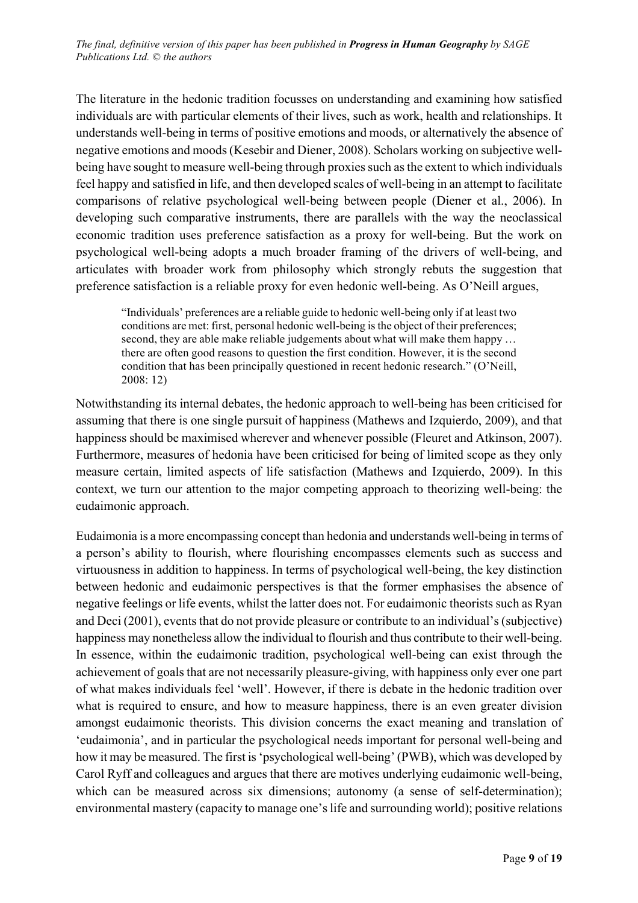The literature in the hedonic tradition focusses on understanding and examining how satisfied individuals are with particular elements of their lives, such as work, health and relationships. It understands well-being in terms of positive emotions and moods, or alternatively the absence of negative emotions and moods (Kesebir and Diener, 2008). Scholars working on subjective well-being have sought to measure well-being through proxies such as the extent to which individuals feel happy and satisfied in life, and then developed scales of well-being in an attempt to facilitate comparisons of relative psychological well-being between people (Diener et al., 2006). In developing such comparative instruments, there are parallels with the way the neoclassical economic tradition uses preference satisfaction as a proxy for well-being. But the work on psychological well-being adopts a much broader framing of the drivers of well-being, and articulates with broader work from philosophy which strongly rebuts the suggestion that preference satisfaction is a reliable proxy for even hedonic well-being. As O'Neill argues,

> "Individuals' preferences are a reliable guide to hedonic well-being only if at least two conditions are met: first, personal hedonic well-being is the object of their preferences; second, they are able make reliable judgements about what will make them happy … there are often good reasons to question the first condition. However, it is the second condition that has been principally questioned in recent hedonic research." (O'Neill, 2008: 12)

Notwithstanding its internal debates, the hedonic approach to well-being has been criticised for assuming that there is one single pursuit of happiness (Mathews and Izquierdo, 2009), and that happiness should be maximised wherever and whenever possible (Fleuret and Atkinson, 2007). Furthermore, measures of hedonia have been criticised for being of limited scope as they only measure certain, limited aspects of life satisfaction (Mathews and Izquierdo, 2009). In this context, we turn our attention to the major competing approach to theorizing well-being: the eudaimonic approach.

Eudaimonia is a more encompassing concept than hedonia and understands well-being in terms of a person's ability to flourish, where flourishing encompasses elements such as success and virtuousness in addition to happiness. In terms of psychological well-being, the key distinction between hedonic and eudaimonic perspectives is that the former emphasises the absence of negative feelings or life events, whilst the latter does not. For eudaimonic theorists such as Ryan and Deci (2001), events that do not provide pleasure or contribute to an individual's (subjective) happiness may nonetheless allow the individual to flourish and thus contribute to their well-being. In essence, within the eudaimonic tradition, psychological well-being can exist through the achievement of goals that are not necessarily pleasure-giving, with happiness only ever one part of what makes individuals feel 'well'. However, if there is debate in the hedonic tradition over what is required to ensure, and how to measure happiness, there is an even greater division amongst eudaimonic theorists. This division concerns the exact meaning and translation of 'eudaimonia', and in particular the psychological needs important for personal well-being and how it may be measured. The first is 'psychological well-being' (PWB), which was developed by Carol Ryff and colleagues and argues that there are motives underlying eudaimonic well-being, which can be measured across six dimensions; autonomy (a sense of self-determination); environmental mastery (capacity to manage one's life and surrounding world); positive relations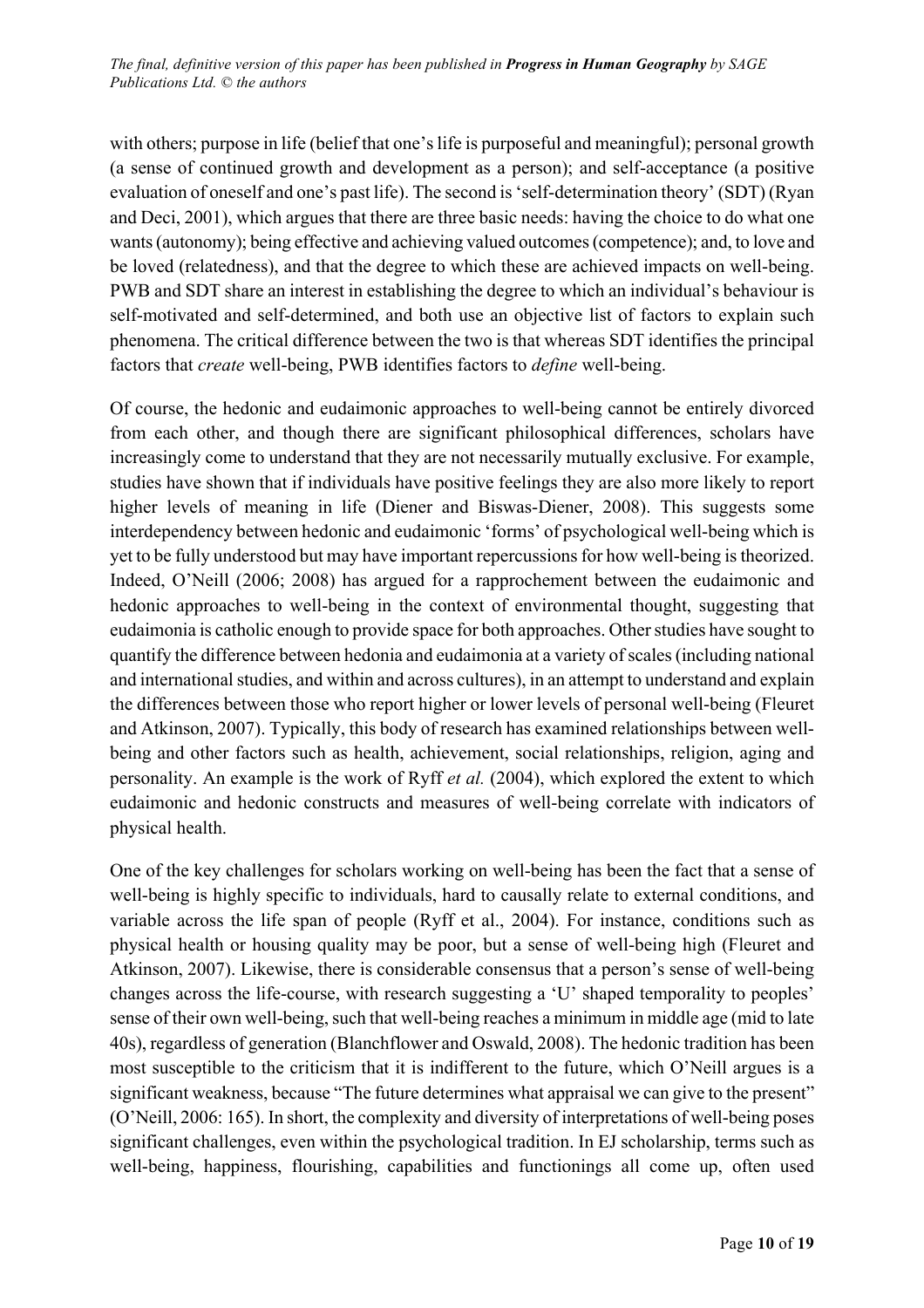with others; purpose in life (belief that one's life is purposeful and meaningful); personal growth (a sense of continued growth and development as a person); and self-acceptance (a positive evaluation of oneself and one's past life). The second is 'self-determination theory' (SDT) (Ryan and Deci, 2001), which argues that there are three basic needs: having the choice to do what one wants (autonomy); being effective and achieving valued outcomes (competence); and, to love and be loved (relatedness), and that the degree to which these are achieved impacts on well-being. PWB and SDT share an interest in establishing the degree to which an individual's behaviour is self-motivated and self-determined, and both use an objective list of factors to explain such phenomena. The critical difference between the two is that whereas SDT identifies the principal factors that *create* well-being, PWB identifies factors to *define* well-being.

Of course, the hedonic and eudaimonic approaches to well-being cannot be entirely divorced from each other, and though there are significant philosophical differences, scholars have increasingly come to understand that they are not necessarily mutually exclusive. For example, studies have shown that if individuals have positive feelings they are also more likely to report higher levels of meaning in life (Diener and Biswas-Diener, 2008). This suggests some interdependency between hedonic and eudaimonic 'forms' of psychological well-being which is yet to be fully understood but may have important repercussions for how well-being is theorized. Indeed, O'Neill (2006; 2008) has argued for a rapprochement between the eudaimonic and hedonic approaches to well-being in the context of environmental thought, suggesting that eudaimonia is catholic enough to provide space for both approaches. Other studies have sought to quantify the difference between hedonia and eudaimonia at a variety of scales (including national and international studies, and within and across cultures), in an attempt to understand and explain the differences between those who report higher or lower levels of personal well-being (Fleuret and Atkinson, 2007). Typically, this body of research has examined relationships between well-being and other factors such as health, achievement, social relationships, religion, aging and personality. An example is the work of Ryff *et al.* (2004), which explored the extent to which eudaimonic and hedonic constructs and measures of well-being correlate with indicators of physical health.

One of the key challenges for scholars working on well-being has been the fact that a sense of well-being is highly specific to individuals, hard to causally relate to external conditions, and variable across the life span of people (Ryff et al., 2004). For instance, conditions such as physical health or housing quality may be poor, but a sense of well-being high (Fleuret and Atkinson, 2007). Likewise, there is considerable consensus that a person's sense of well-being changes across the life-course, with research suggesting a 'U' shaped temporality to peoples' sense of their own well-being, such that well-being reaches a minimum in middle age (mid to late 40s), regardless of generation (Blanchflower and Oswald, 2008). The hedonic tradition has been most susceptible to the criticism that it is indifferent to the future, which O'Neill argues is a significant weakness, because "The future determines what appraisal we can give to the present" (O'Neill, 2006: 165). In short, the complexity and diversity of interpretations of well-being poses significant challenges, even within the psychological tradition. In EJ scholarship, terms such as well-being, happiness, flourishing, capabilities and functionings all come up, often used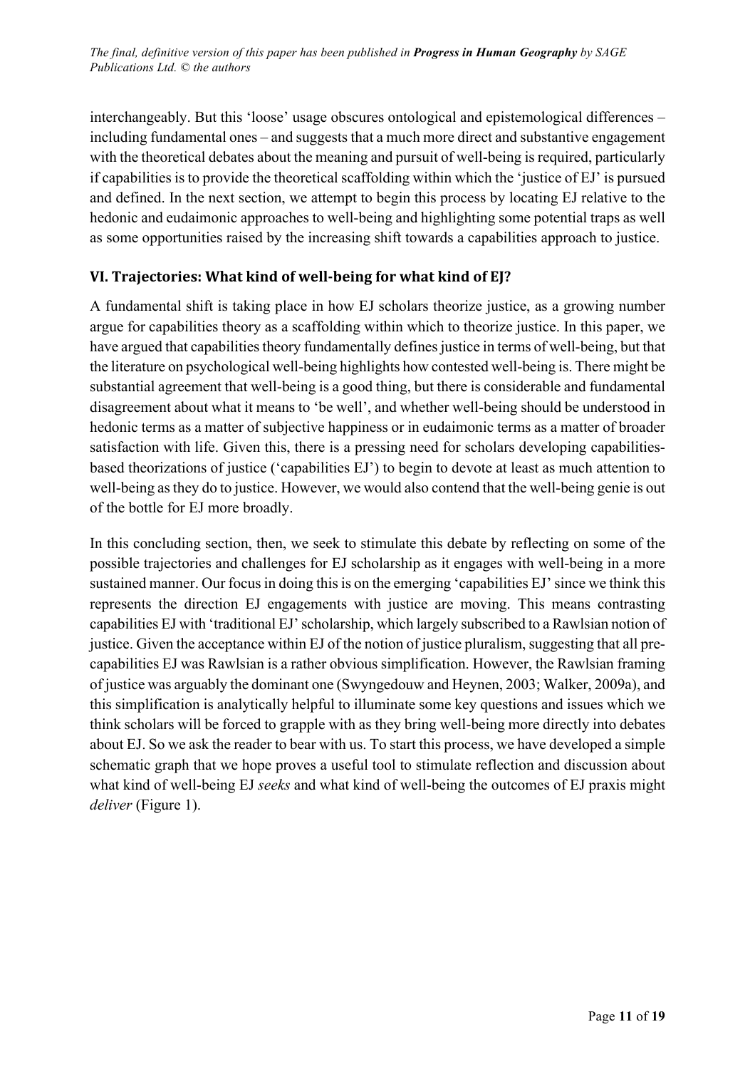interchangeably. But this 'loose' usage obscures ontological and epistemological differences – including fundamental ones – and suggests that a much more direct and substantive engagement with the theoretical debates about the meaning and pursuit of well-being is required, particularly if capabilities is to provide the theoretical scaffolding within which the 'justice of EJ' is pursued and defined. In the next section, we attempt to begin this process by locating EJ relative to the hedonic and eudaimonic approaches to well-being and highlighting some potential traps as well as some opportunities raised by the increasing shift towards a capabilities approach to justice.

## VI. Trajectories: What kind of well-being for what kind of EJ?

A fundamental shift is taking place in how EJ scholars theorize justice, as a growing number argue for capabilities theory as a scaffolding within which to theorize justice. In this paper, we have argued that capabilities theory fundamentally defines justice in terms of well-being, but that the literature on psychological well-being highlights how contested well-being is. There might be substantial agreement that well-being is a good thing, but there is considerable and fundamental disagreement about what it means to 'be well', and whether well-being should be understood in hedonic terms as a matter of subjective happiness or in eudaimonic terms as a matter of broader satisfaction with life. Given this, there is a pressing need for scholars developing capabilities-based theorizations of justice ('capabilities EJ') to begin to devote at least as much attention to well-being as they do to justice. However, we would also contend that the well-being genie is out of the bottle for EJ more broadly.

In this concluding section, then, we seek to stimulate this debate by reflecting on some of the possible trajectories and challenges for EJ scholarship as it engages with well-being in a more sustained manner. Our focus in doing this is on the emerging 'capabilities EJ' since we think this represents the direction EJ engagements with justice are moving. This means contrasting capabilities EJ with 'traditional EJ' scholarship, which largely subscribed to a Rawlsian notion of justice. Given the acceptance within EJ of the notion of justice pluralism, suggesting that all pre-capabilities EJ was Rawlsian is a rather obvious simplification. However, the Rawlsian framing of justice was arguably the dominant one (Swyngedouw and Heynen, 2003; Walker, 2009a), and this simplification is analytically helpful to illuminate some key questions and issues which we think scholars will be forced to grapple with as they bring well-being more directly into debates about EJ. So we ask the reader to bear with us. To start this process, we have developed a simple schematic graph that we hope proves a useful tool to stimulate reflection and discussion about what kind of well-being EJ *seeks* and what kind of well-being the outcomes of EJ praxis might *deliver* (Figure 1).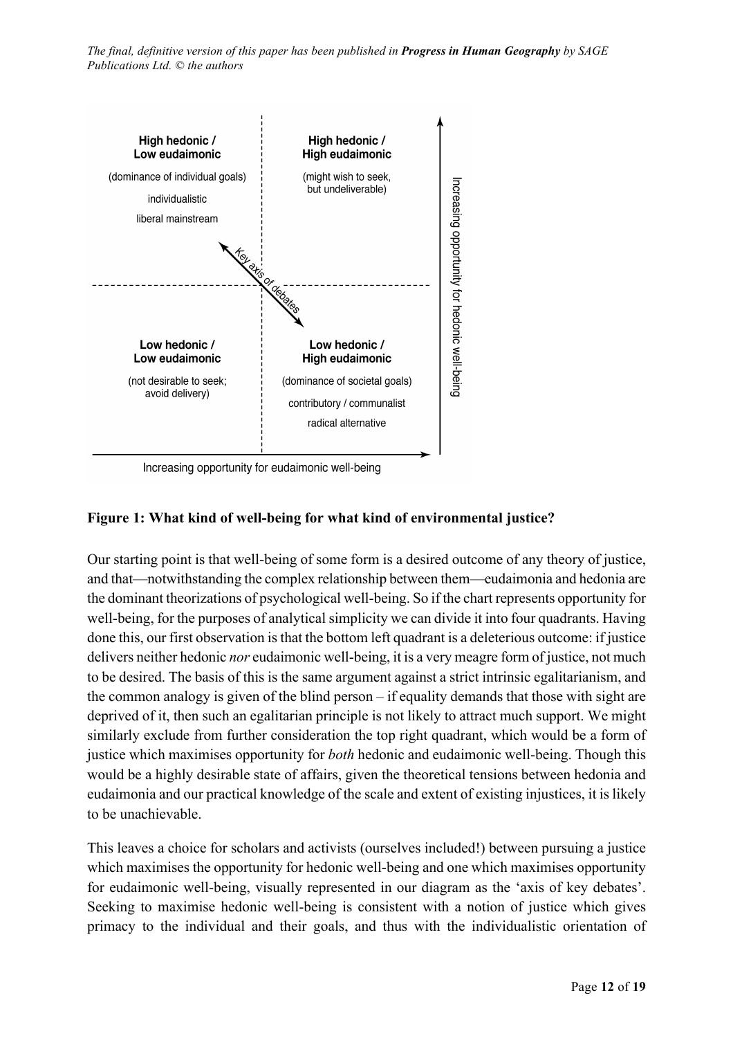**High hedonic / Low eudaimonic**

(dominance of individual goals)

individualistic

liberal mainstream

**High hedonic / High eudaimonic**

(might wish to seek, but undeliverable)

Key axis of debates

**Low hedonic / Low eudaimonic**

(not desirable to seek; avoid delivery)

**Low hedonic / High eudaimonic**

(dominance of societal goals)

contributory / communalist

radical alternative

Increasing opportunity for hedonic well-being

Increasing opportunity for eudaimonic well-being

**Figure 1: What kind of well-being for what kind of environmental justice?**

Our starting point is that well-being of some form is a desired outcome of any theory of justice, and that—notwithstanding the complex relationship between them—eudaimonia and hedonia are the dominant theorizations of psychological well-being. So if the chart represents opportunity for well-being, for the purposes of analytical simplicity we can divide it into four quadrants. Having done this, our first observation is that the bottom left quadrant is a deleterious outcome: if justice delivers neither hedonic *nor* eudaimonic well-being, it is a very meagre form of justice, not much to be desired. The basis of this is the same argument against a strict intrinsic egalitarianism, and the common analogy is given of the blind person – if equality demands that those with sight are deprived of it, then such an egalitarian principle is not likely to attract much support. We might similarly exclude from further consideration the top right quadrant, which would be a form of justice which maximises opportunity for *both* hedonic and eudaimonic well-being. Though this would be a highly desirable state of affairs, given the theoretical tensions between hedonia and eudaimonia and our practical knowledge of the scale and extent of existing injustices, it is likely to be unachievable.

This leaves a choice for scholars and activists (ourselves included!) between pursuing a justice which maximises the opportunity for hedonic well-being and one which maximises opportunity for eudaimonic well-being, visually represented in our diagram as the 'axis of key debates'. Seeking to maximise hedonic well-being is consistent with a notion of justice which gives primacy to the individual and their goals, and thus with the individualistic orientation of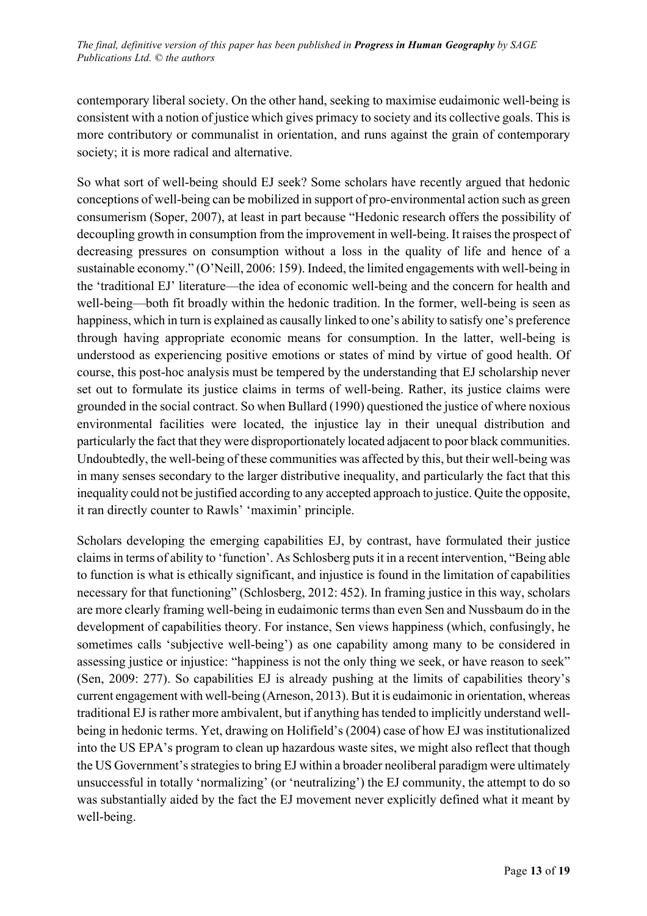contemporary liberal society. On the other hand, seeking to maximise eudaimonic well-being is consistent with a notion of justice which gives primacy to society and its collective goals. This is more contributory or communalist in orientation, and runs against the grain of contemporary society; it is more radical and alternative.

So what sort of well-being should EJ seek? Some scholars have recently argued that hedonic conceptions of well-being can be mobilized in support of pro-environmental action such as green consumerism (Soper, 2007), at least in part because "Hedonic research offers the possibility of decoupling growth in consumption from the improvement in well-being. It raises the prospect of decreasing pressures on consumption without a loss in the quality of life and hence of a sustainable economy." (O'Neill, 2006: 159). Indeed, the limited engagements with well-being in the 'traditional EJ' literature—the idea of economic well-being and the concern for health and well-being—both fit broadly within the hedonic tradition. In the former, well-being is seen as happiness, which in turn is explained as causally linked to one's ability to satisfy one's preference through having appropriate economic means for consumption. In the latter, well-being is understood as experiencing positive emotions or states of mind by virtue of good health. Of course, this post-hoc analysis must be tempered by the understanding that EJ scholarship never set out to formulate its justice claims in terms of well-being. Rather, its justice claims were grounded in the social contract. So when Bullard (1990) questioned the justice of where noxious environmental facilities were located, the injustice lay in their unequal distribution and particularly the fact that they were disproportionately located adjacent to poor black communities. Undoubtedly, the well-being of these communities was affected by this, but their well-being was in many senses secondary to the larger distributive inequality, and particularly the fact that this inequality could not be justified according to any accepted approach to justice. Quite the opposite, it ran directly counter to Rawls' 'maximin' principle.

Scholars developing the emerging capabilities EJ, by contrast, have formulated their justice claims in terms of ability to 'function'. As Schlosberg puts it in a recent intervention, "Being able to function is what is ethically significant, and injustice is found in the limitation of capabilities necessary for that functioning" (Schlosberg, 2012: 452). In framing justice in this way, scholars are more clearly framing well-being in eudaimonic terms than even Sen and Nussbaum do in the development of capabilities theory. For instance, Sen views happiness (which, confusingly, he sometimes calls 'subjective well-being') as one capability among many to be considered in assessing justice or injustice: "happiness is not the only thing we seek, or have reason to seek" (Sen, 2009: 277). So capabilities EJ is already pushing at the limits of capabilities theory's current engagement with well-being (Arneson, 2013). But it is eudaimonic in orientation, whereas traditional EJ is rather more ambivalent, but if anything has tended to implicitly understand well-being in hedonic terms. Yet, drawing on Holifield's (2004) case of how EJ was institutionalized into the US EPA's program to clean up hazardous waste sites, we might also reflect that though the US Government's strategies to bring EJ within a broader neoliberal paradigm were ultimately unsuccessful in totally 'normalizing' (or 'neutralizing') the EJ community, the attempt to do so was substantially aided by the fact the EJ movement never explicitly defined what it meant by well-being.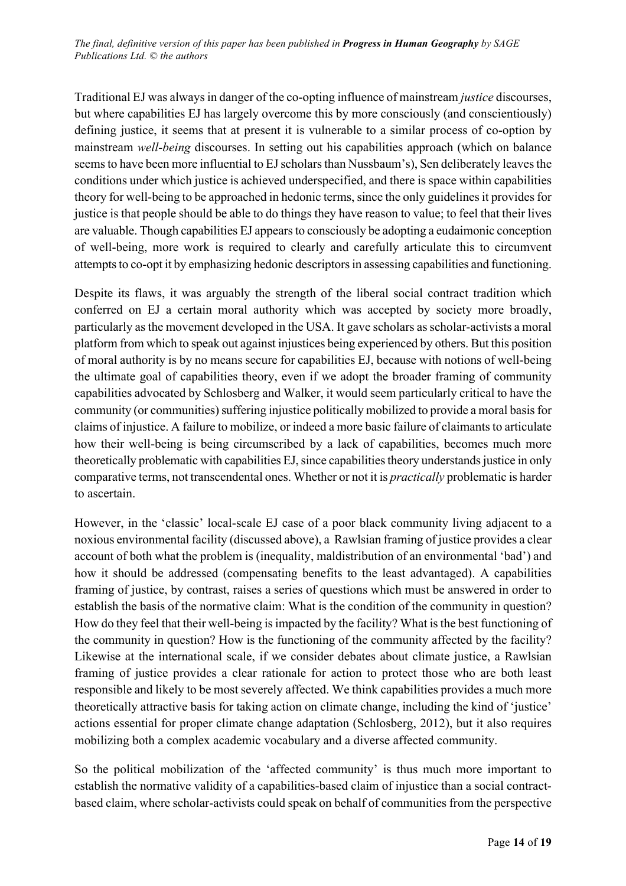Traditional EJ was always in danger of the co-opting influence of mainstream *justice* discourses, but where capabilities EJ has largely overcome this by more consciously (and conscientiously) defining justice, it seems that at present it is vulnerable to a similar process of co-option by mainstream *well-being* discourses. In setting out his capabilities approach (which on balance seems to have been more influential to EJ scholars than Nussbaum's), Sen deliberately leaves the conditions under which justice is achieved underspecified, and there is space within capabilities theory for well-being to be approached in hedonic terms, since the only guidelines it provides for justice is that people should be able to do things they have reason to value; to feel that their lives are valuable. Though capabilities EJ appears to consciously be adopting a eudaimonic conception of well-being, more work is required to clearly and carefully articulate this to circumvent attempts to co-opt it by emphasizing hedonic descriptors in assessing capabilities and functioning.

Despite its flaws, it was arguably the strength of the liberal social contract tradition which conferred on EJ a certain moral authority which was accepted by society more broadly, particularly as the movement developed in the USA. It gave scholars as scholar-activists a moral platform from which to speak out against injustices being experienced by others. But this position of moral authority is by no means secure for capabilities EJ, because with notions of well-being the ultimate goal of capabilities theory, even if we adopt the broader framing of community capabilities advocated by Schlosberg and Walker, it would seem particularly critical to have the community (or communities) suffering injustice politically mobilized to provide a moral basis for claims of injustice. A failure to mobilize, or indeed a more basic failure of claimants to articulate how their well-being is being circumscribed by a lack of capabilities, becomes much more theoretically problematic with capabilities EJ, since capabilities theory understands justice in only comparative terms, not transcendental ones. Whether or not it is *practically* problematic is harder to ascertain.

However, in the 'classic' local-scale EJ case of a poor black community living adjacent to a noxious environmental facility (discussed above), a Rawlsian framing of justice provides a clear account of both what the problem is (inequality, maldistribution of an environmental 'bad') and how it should be addressed (compensating benefits to the least advantaged). A capabilities framing of justice, by contrast, raises a series of questions which must be answered in order to establish the basis of the normative claim: What is the condition of the community in question? How do they feel that their well-being is impacted by the facility? What is the best functioning of the community in question? How is the functioning of the community affected by the facility? Likewise at the international scale, if we consider debates about climate justice, a Rawlsian framing of justice provides a clear rationale for action to protect those who are both least responsible and likely to be most severely affected. We think capabilities provides a much more theoretically attractive basis for taking action on climate change, including the kind of 'justice' actions essential for proper climate change adaptation (Schlosberg, 2012), but it also requires mobilizing both a complex academic vocabulary and a diverse affected community.

So the political mobilization of the 'affected community' is thus much more important to establish the normative validity of a capabilities-based claim of injustice than a social contract-based claim, where scholar-activists could speak on behalf of communities from the perspective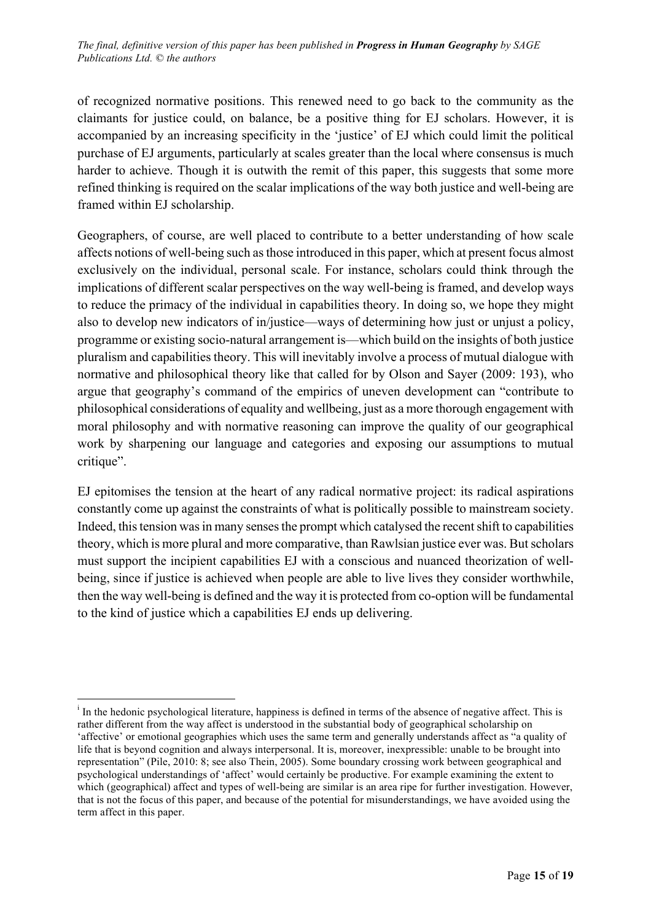of recognized normative positions. This renewed need to go back to the community as the claimants for justice could, on balance, be a positive thing for EJ scholars. However, it is accompanied by an increasing specificity in the 'justice' of EJ which could limit the political purchase of EJ arguments, particularly at scales greater than the local where consensus is much harder to achieve. Though it is outwith the remit of this paper, this suggests that some more refined thinking is required on the scalar implications of the way both justice and well-being are framed within EJ scholarship.

Geographers, of course, are well placed to contribute to a better understanding of how scale affects notions of well-being such as those introduced in this paper, which at present focus almost exclusively on the individual, personal scale. For instance, scholars could think through the implications of different scalar perspectives on the way well-being is framed, and develop ways to reduce the primacy of the individual in capabilities theory. In doing so, we hope they might also to develop new indicators of in/justice—ways of determining how just or unjust a policy, programme or existing socio-natural arrangement is—which build on the insights of both justice pluralism and capabilities theory. This will inevitably involve a process of mutual dialogue with normative and philosophical theory like that called for by Olson and Sayer (2009: 193), who argue that geography's command of the empirics of uneven development can "contribute to philosophical considerations of equality and wellbeing, just as a more thorough engagement with moral philosophy and with normative reasoning can improve the quality of our geographical work by sharpening our language and categories and exposing our assumptions to mutual critique".

EJ epitomises the tension at the heart of any radical normative project: its radical aspirations constantly come up against the constraints of what is politically possible to mainstream society. Indeed, this tension was in many senses the prompt which catalysed the recent shift to capabilities theory, which is more plural and more comparative, than Rawlsian justice ever was. But scholars must support the incipient capabilities EJ with a conscious and nuanced theorization of well-being, since if justice is achieved when people are able to live lives they consider worthwhile, then the way well-being is defined and the way it is protected from co-option will be fundamental to the kind of justice which a capabilities EJ ends up delivering.

---

[i] In the hedonic psychological literature, happiness is defined in terms of the absence of negative affect. This is rather different from the way affect is understood in the substantial body of geographical scholarship on 'affective' or emotional geographies which uses the same term and generally understands affect as "a quality of life that is beyond cognition and always interpersonal. It is, moreover, inexpressible: unable to be brought into representation" (Pile, 2010: 8; see also Thein, 2005). Some boundary crossing work between geographical and psychological understandings of 'affect' would certainly be productive. For example examining the extent to which (geographical) affect and types of well-being are similar is an area ripe for further investigation. However, that is not the focus of this paper, and because of the potential for misunderstandings, we have avoided using the term affect in this paper.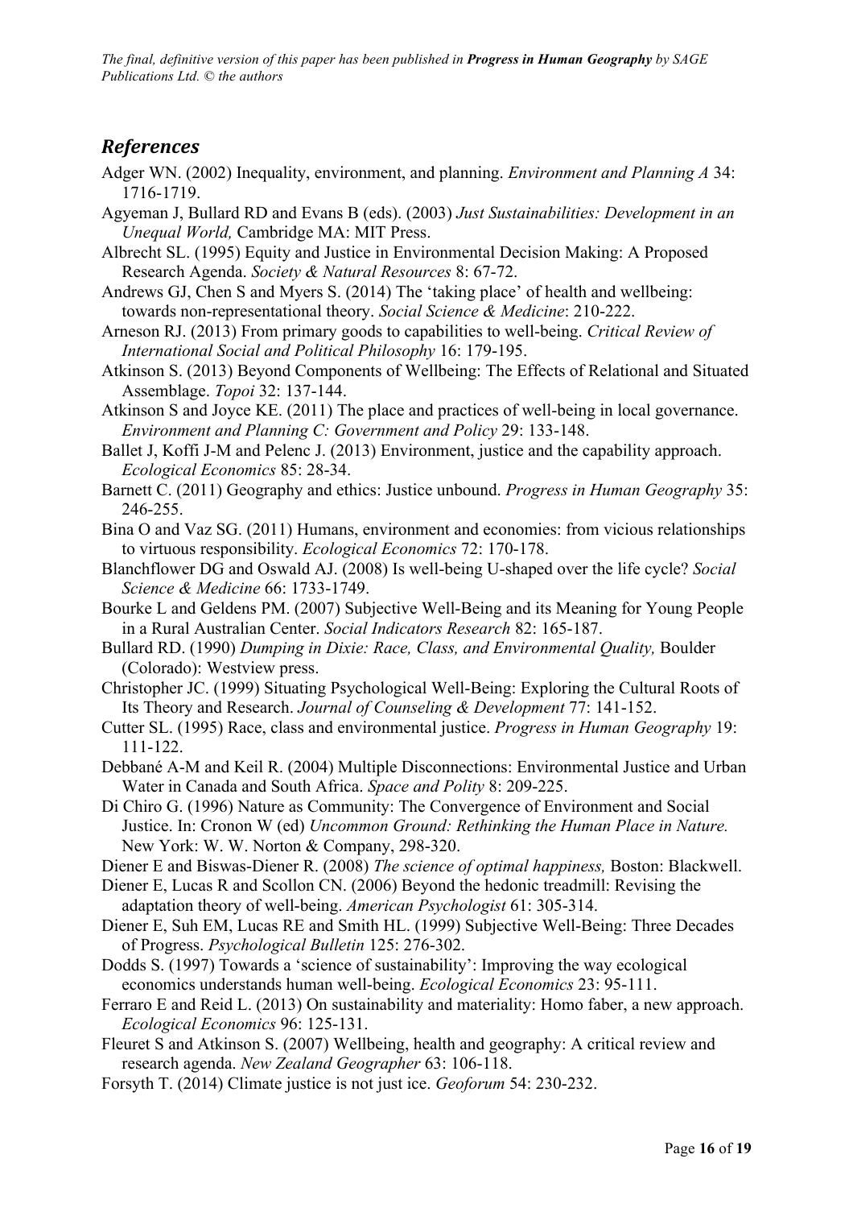## *References*

Adger WN. (2002) Inequality, environment, and planning. *Environment and Planning A* 34: 1716-1719.

Agyeman J, Bullard RD and Evans B (eds). (2003) *Just Sustainabilities: Development in an Unequal World,* Cambridge MA: MIT Press.

Albrecht SL. (1995) Equity and Justice in Environmental Decision Making: A Proposed Research Agenda. *Society & Natural Resources* 8: 67-72.

Andrews GJ, Chen S and Myers S. (2014) The 'taking place' of health and wellbeing: towards non-representational theory. *Social Science & Medicine*: 210-222.

Arneson RJ. (2013) From primary goods to capabilities to well-being. *Critical Review of International Social and Political Philosophy* 16: 179-195.

Atkinson S. (2013) Beyond Components of Wellbeing: The Effects of Relational and Situated Assemblage. *Topoi* 32: 137-144.

Atkinson S and Joyce KE. (2011) The place and practices of well-being in local governance. *Environment and Planning C: Government and Policy* 29: 133-148.

Ballet J, Koffi J-M and Pelenc J. (2013) Environment, justice and the capability approach. *Ecological Economics* 85: 28-34.

Barnett C. (2011) Geography and ethics: Justice unbound. *Progress in Human Geography* 35: 246-255.

Bina O and Vaz SG. (2011) Humans, environment and economies: from vicious relationships to virtuous responsibility. *Ecological Economics* 72: 170-178.

Blanchflower DG and Oswald AJ. (2008) Is well-being U-shaped over the life cycle? *Social Science & Medicine* 66: 1733-1749.

Bourke L and Geldens PM. (2007) Subjective Well-Being and its Meaning for Young People in a Rural Australian Center. *Social Indicators Research* 82: 165-187.

Bullard RD. (1990) *Dumping in Dixie: Race, Class, and Environmental Quality,* Boulder (Colorado): Westview press.

Christopher JC. (1999) Situating Psychological Well-Being: Exploring the Cultural Roots of Its Theory and Research. *Journal of Counseling & Development* 77: 141-152.

Cutter SL. (1995) Race, class and environmental justice. *Progress in Human Geography* 19: 111-122.

Debbané A-M and Keil R. (2004) Multiple Disconnections: Environmental Justice and Urban Water in Canada and South Africa. *Space and Polity* 8: 209-225.

Di Chiro G. (1996) Nature as Community: The Convergence of Environment and Social Justice. In: Cronon W (ed) *Uncommon Ground: Rethinking the Human Place in Nature.* New York: W. W. Norton & Company, 298-320.

Diener E and Biswas-Diener R. (2008) *The science of optimal happiness,* Boston: Blackwell.

Diener E, Lucas R and Scollon CN. (2006) Beyond the hedonic treadmill: Revising the adaptation theory of well-being. *American Psychologist* 61: 305-314.

Diener E, Suh EM, Lucas RE and Smith HL. (1999) Subjective Well-Being: Three Decades of Progress. *Psychological Bulletin* 125: 276-302.

Dodds S. (1997) Towards a 'science of sustainability': Improving the way ecological economics understands human well-being. *Ecological Economics* 23: 95-111.

Ferraro E and Reid L. (2013) On sustainability and materiality: Homo faber, a new approach. *Ecological Economics* 96: 125-131.

Fleuret S and Atkinson S. (2007) Wellbeing, health and geography: A critical review and research agenda. *New Zealand Geographer* 63: 106-118.

Forsyth T. (2014) Climate justice is not just ice. *Geoforum* 54: 230-232.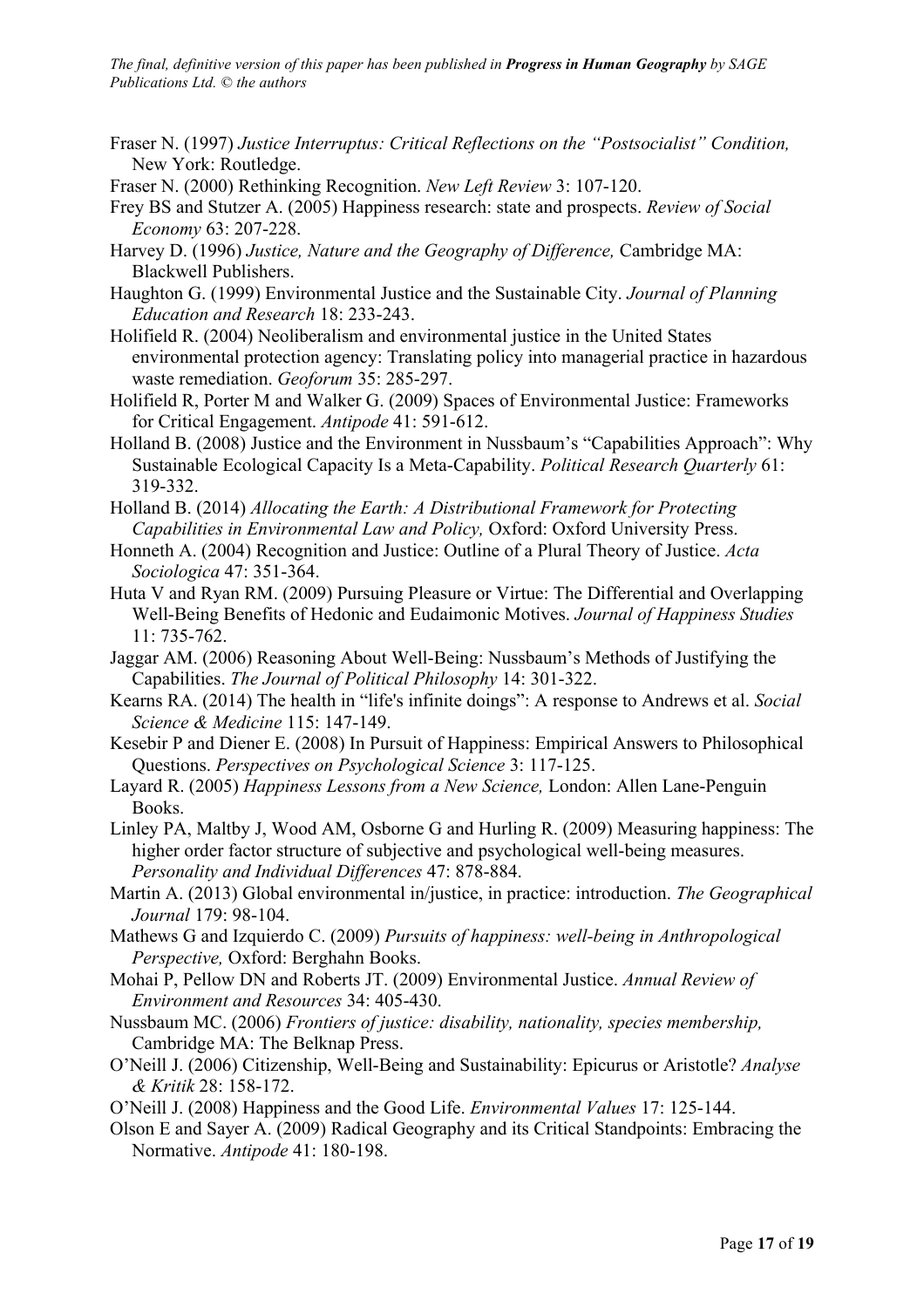Fraser N. (1997) *Justice Interruptus: Critical Reflections on the "Postsocialist" Condition,* New York: Routledge.

Fraser N. (2000) Rethinking Recognition. *New Left Review* 3: 107-120.

Frey BS and Stutzer A. (2005) Happiness research: state and prospects. *Review of Social Economy* 63: 207-228.

Harvey D. (1996) *Justice, Nature and the Geography of Difference,* Cambridge MA: Blackwell Publishers.

Haughton G. (1999) Environmental Justice and the Sustainable City. *Journal of Planning Education and Research* 18: 233-243.

Holifield R. (2004) Neoliberalism and environmental justice in the United States environmental protection agency: Translating policy into managerial practice in hazardous waste remediation. *Geoforum* 35: 285-297.

Holifield R, Porter M and Walker G. (2009) Spaces of Environmental Justice: Frameworks for Critical Engagement. *Antipode* 41: 591-612.

Holland B. (2008) Justice and the Environment in Nussbaum's "Capabilities Approach": Why Sustainable Ecological Capacity Is a Meta-Capability. *Political Research Quarterly* 61: 319-332.

Holland B. (2014) *Allocating the Earth: A Distributional Framework for Protecting Capabilities in Environmental Law and Policy,* Oxford: Oxford University Press.

Honneth A. (2004) Recognition and Justice: Outline of a Plural Theory of Justice. *Acta Sociologica* 47: 351-364.

Huta V and Ryan RM. (2009) Pursuing Pleasure or Virtue: The Differential and Overlapping Well-Being Benefits of Hedonic and Eudaimonic Motives. *Journal of Happiness Studies* 11: 735-762.

Jaggar AM. (2006) Reasoning About Well-Being: Nussbaum's Methods of Justifying the Capabilities. *The Journal of Political Philosophy* 14: 301-322.

Kearns RA. (2014) The health in "life's infinite doings": A response to Andrews et al. *Social Science & Medicine* 115: 147-149.

Kesebir P and Diener E. (2008) In Pursuit of Happiness: Empirical Answers to Philosophical Questions. *Perspectives on Psychological Science* 3: 117-125.

Layard R. (2005) *Happiness Lessons from a New Science,* London: Allen Lane-Penguin Books.

Linley PA, Maltby J, Wood AM, Osborne G and Hurling R. (2009) Measuring happiness: The higher order factor structure of subjective and psychological well-being measures. *Personality and Individual Differences* 47: 878-884.

Martin A. (2013) Global environmental in/justice, in practice: introduction. *The Geographical Journal* 179: 98-104.

Mathews G and Izquierdo C. (2009) *Pursuits of happiness: well-being in Anthropological Perspective,* Oxford: Berghahn Books.

Mohai P, Pellow DN and Roberts JT. (2009) Environmental Justice. *Annual Review of Environment and Resources* 34: 405-430.

Nussbaum MC. (2006) *Frontiers of justice: disability, nationality, species membership,* Cambridge MA: The Belknap Press.

O'Neill J. (2006) Citizenship, Well-Being and Sustainability: Epicurus or Aristotle? *Analyse & Kritik* 28: 158-172.

O'Neill J. (2008) Happiness and the Good Life. *Environmental Values* 17: 125-144.

Olson E and Sayer A. (2009) Radical Geography and its Critical Standpoints: Embracing the Normative. *Antipode* 41: 180-198.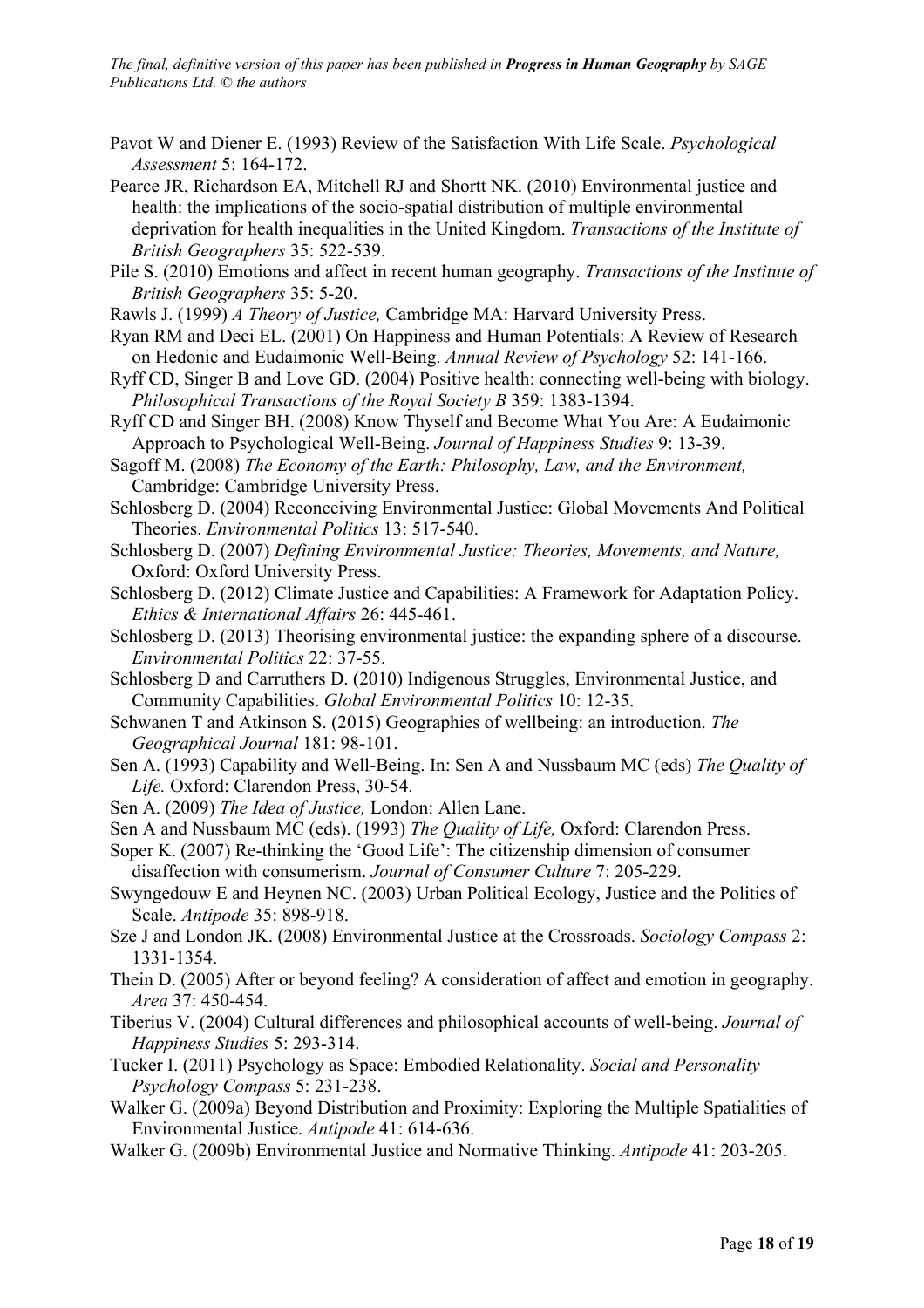Pavot W and Diener E. (1993) Review of the Satisfaction With Life Scale. *Psychological Assessment* 5: 164-172.

Pearce JR, Richardson EA, Mitchell RJ and Shortt NK. (2010) Environmental justice and health: the implications of the socio-spatial distribution of multiple environmental deprivation for health inequalities in the United Kingdom. *Transactions of the Institute of British Geographers* 35: 522-539.

Pile S. (2010) Emotions and affect in recent human geography. *Transactions of the Institute of British Geographers* 35: 5-20.

Rawls J. (1999) *A Theory of Justice,* Cambridge MA: Harvard University Press.

Ryan RM and Deci EL. (2001) On Happiness and Human Potentials: A Review of Research on Hedonic and Eudaimonic Well-Being. *Annual Review of Psychology* 52: 141-166.

Ryff CD, Singer B and Love GD. (2004) Positive health: connecting well-being with biology. *Philosophical Transactions of the Royal Society B* 359: 1383-1394.

Ryff CD and Singer BH. (2008) Know Thyself and Become What You Are: A Eudaimonic Approach to Psychological Well-Being. *Journal of Happiness Studies* 9: 13-39.

Sagoff M. (2008) *The Economy of the Earth: Philosophy, Law, and the Environment,* Cambridge: Cambridge University Press.

Schlosberg D. (2004) Reconceiving Environmental Justice: Global Movements And Political Theories. *Environmental Politics* 13: 517-540.

Schlosberg D. (2007) *Defining Environmental Justice: Theories, Movements, and Nature,* Oxford: Oxford University Press.

Schlosberg D. (2012) Climate Justice and Capabilities: A Framework for Adaptation Policy. *Ethics & International Affairs* 26: 445-461.

Schlosberg D. (2013) Theorising environmental justice: the expanding sphere of a discourse. *Environmental Politics* 22: 37-55.

Schlosberg D and Carruthers D. (2010) Indigenous Struggles, Environmental Justice, and Community Capabilities. *Global Environmental Politics* 10: 12-35.

Schwanen T and Atkinson S. (2015) Geographies of wellbeing: an introduction. *The Geographical Journal* 181: 98-101.

Sen A. (1993) Capability and Well-Being. In: Sen A and Nussbaum MC (eds) *The Quality of Life.* Oxford: Clarendon Press, 30-54.

Sen A. (2009) *The Idea of Justice,* London: Allen Lane.

Sen A and Nussbaum MC (eds). (1993) *The Quality of Life,* Oxford: Clarendon Press.

Soper K. (2007) Re-thinking the 'Good Life': The citizenship dimension of consumer disaffection with consumerism. *Journal of Consumer Culture* 7: 205-229.

Swyngedouw E and Heynen NC. (2003) Urban Political Ecology, Justice and the Politics of Scale. *Antipode* 35: 898-918.

Sze J and London JK. (2008) Environmental Justice at the Crossroads. *Sociology Compass* 2: 1331-1354.

Thein D. (2005) After or beyond feeling? A consideration of affect and emotion in geography. *Area* 37: 450-454.

Tiberius V. (2004) Cultural differences and philosophical accounts of well-being. *Journal of Happiness Studies* 5: 293-314.

Tucker I. (2011) Psychology as Space: Embodied Relationality. *Social and Personality Psychology Compass* 5: 231-238.

Walker G. (2009a) Beyond Distribution and Proximity: Exploring the Multiple Spatialities of Environmental Justice. *Antipode* 41: 614-636.

Walker G. (2009b) Environmental Justice and Normative Thinking. *Antipode* 41: 203-205.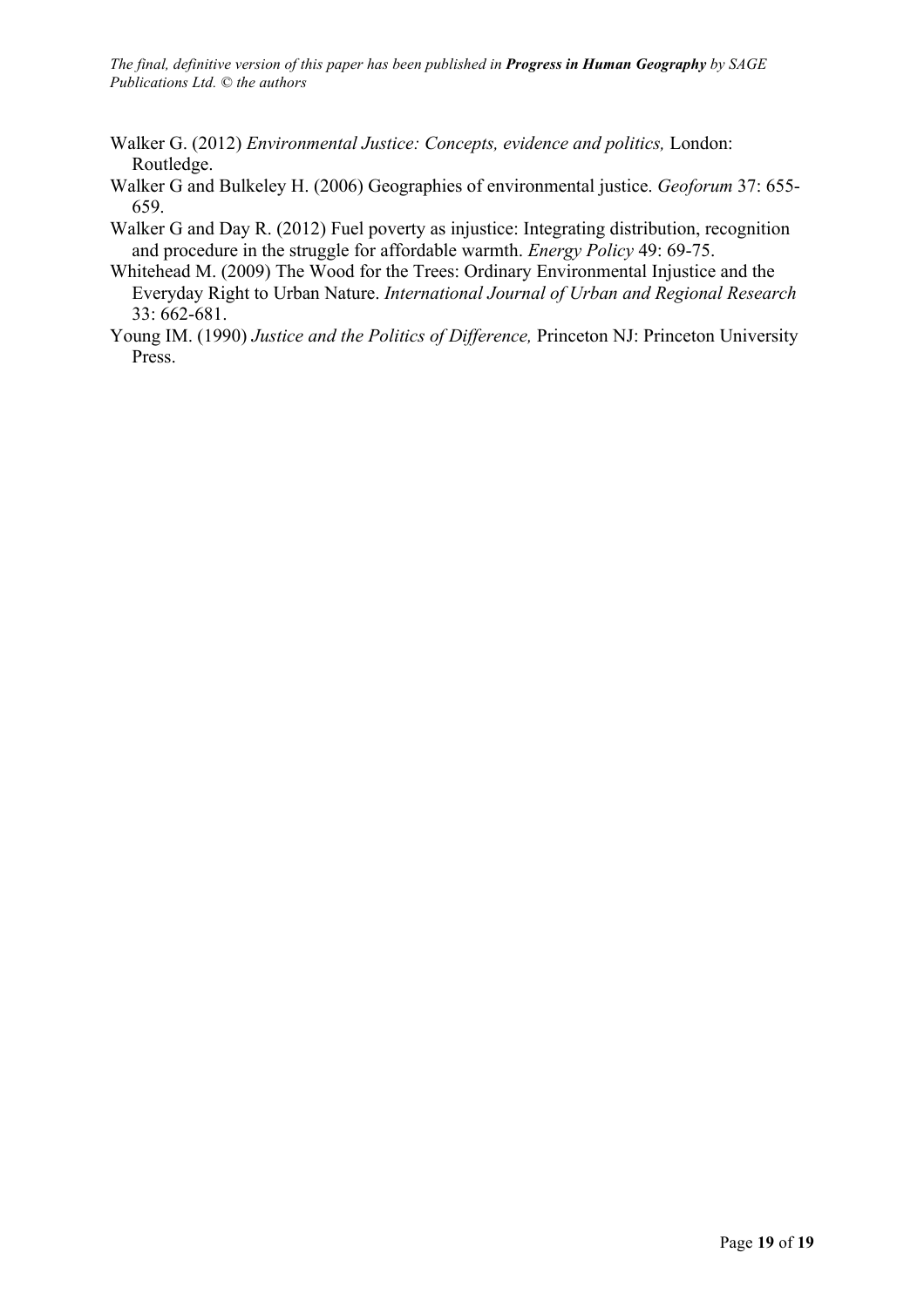Walker G. (2012) *Environmental Justice: Concepts, evidence and politics,* London: Routledge.

Walker G and Bulkeley H. (2006) Geographies of environmental justice. *Geoforum* 37: 655-659.

Walker G and Day R. (2012) Fuel poverty as injustice: Integrating distribution, recognition and procedure in the struggle for affordable warmth. *Energy Policy* 49: 69-75.

Whitehead M. (2009) The Wood for the Trees: Ordinary Environmental Injustice and the Everyday Right to Urban Nature. *International Journal of Urban and Regional Research* 33: 662-681.

Young IM. (1990) *Justice and the Politics of Difference,* Princeton NJ: Princeton University Press.